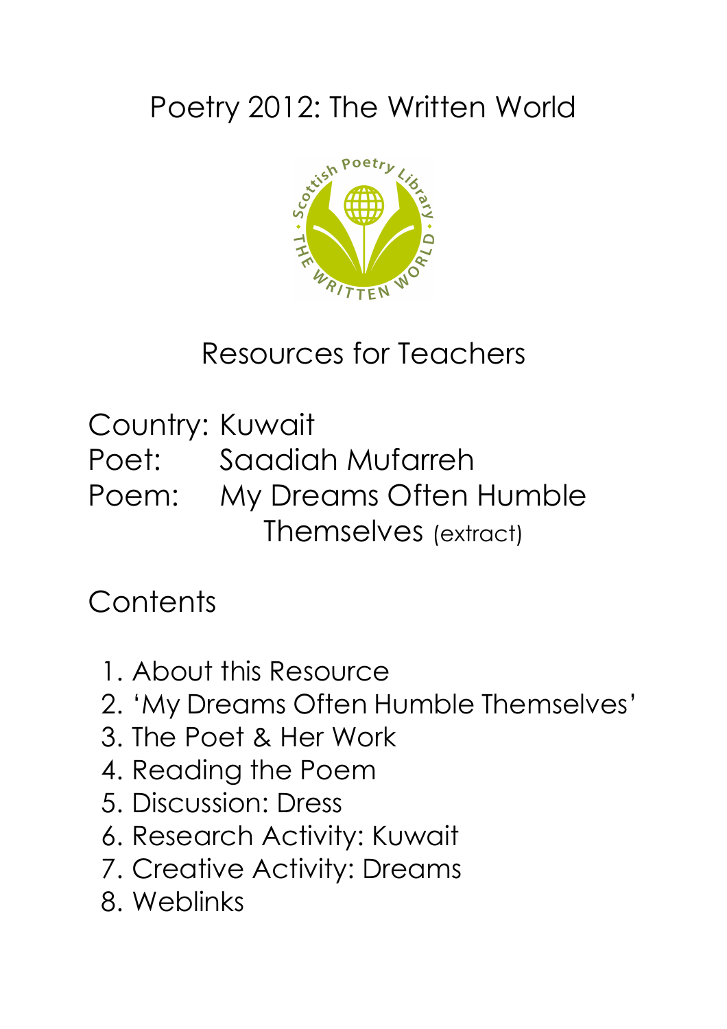# Poetry 2012: The Written World

## Resources for Teachers

Country: Kuwait
Poet: Saadiah Mufarreh
Poem: My Dreams Often Humble Themselves (extract)

## Contents

1. About this Resource
2. 'My Dreams Often Humble Themselves'
3. The Poet & Her Work
4. Reading the Poem
5. Discussion: Dress
6. Research Activity: Kuwait
7. Creative Activity: Dreams
8. Weblinks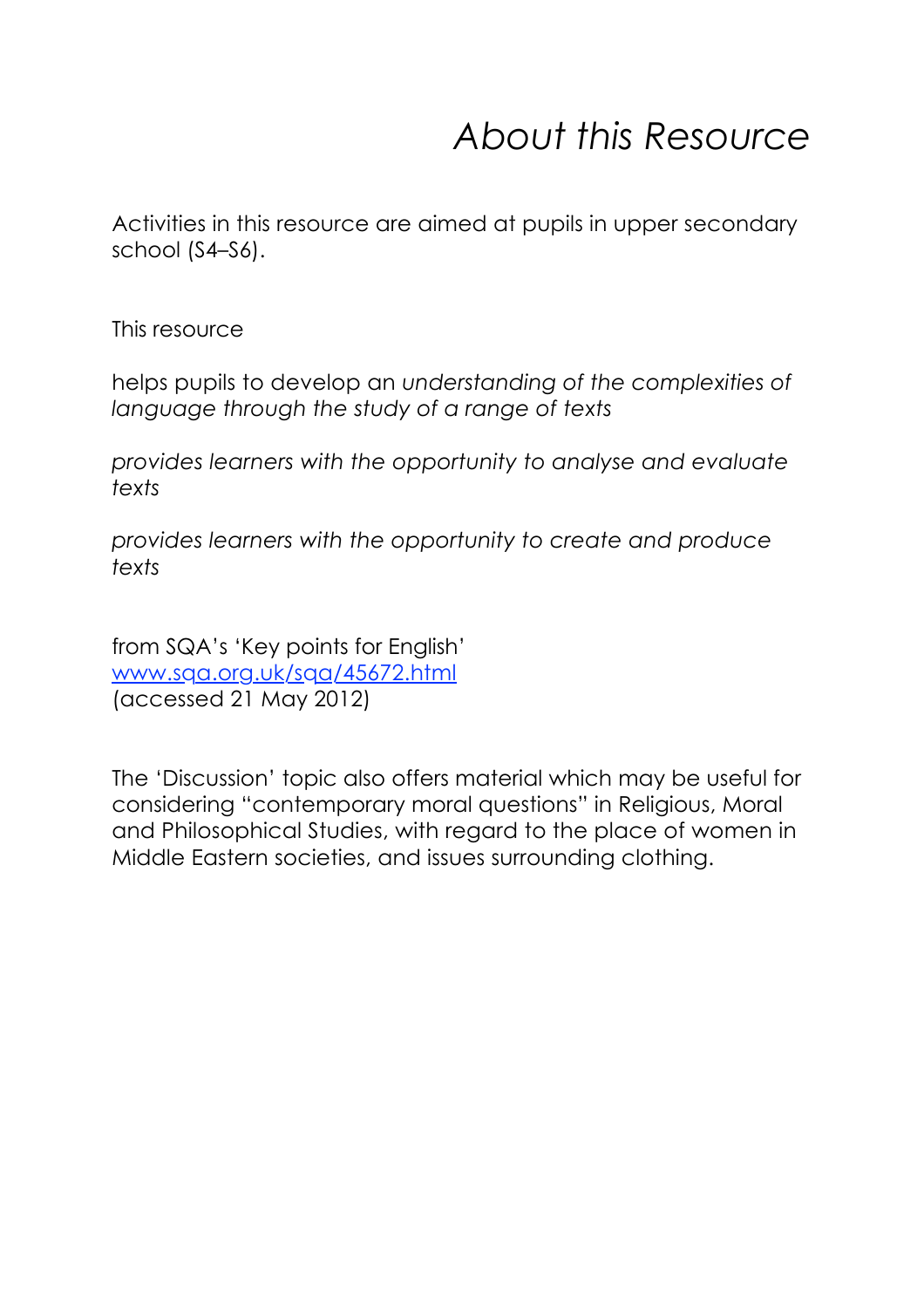# *About this Resource*

Activities in this resource are aimed at pupils in upper secondary school (S4–S6).

This resource

helps pupils to develop an *understanding of the complexities of language through the study of a range of texts*

*provides learners with the opportunity to analyse and evaluate texts*

*provides learners with the opportunity to create and produce texts*

from SQA's 'Key points for English'
[www.sqa.org.uk/sqa/45672.html](www.sqa.org.uk/sqa/45672.html)
(accessed 21 May 2012)

The 'Discussion' topic also offers material which may be useful for considering "contemporary moral questions" in Religious, Moral and Philosophical Studies, with regard to the place of women in Middle Eastern societies, and issues surrounding clothing.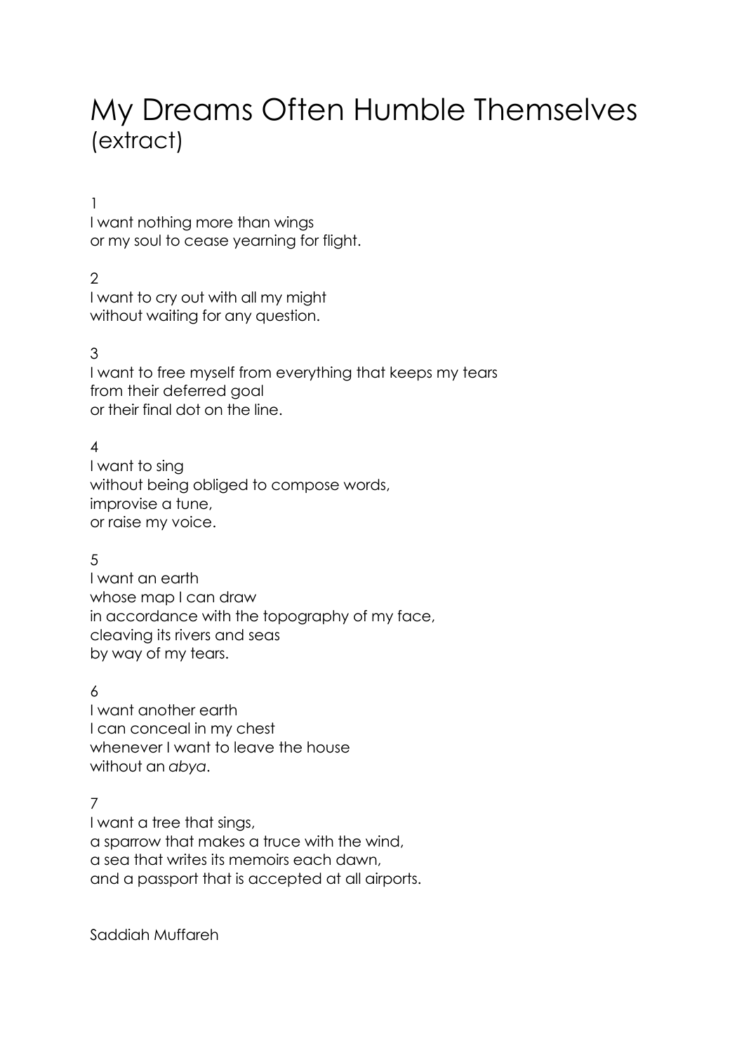# My Dreams Often Humble Themselves
(extract)

1
I want nothing more than wings
or my soul to cease yearning for flight.

2
I want to cry out with all my might
without waiting for any question.

3
I want to free myself from everything that keeps my tears
from their deferred goal
or their final dot on the line.

4
I want to sing
without being obliged to compose words,
improvise a tune,
or raise my voice.

5
I want an earth
whose map I can draw
in accordance with the topography of my face,
cleaving its rivers and seas
by way of my tears.

6
I want another earth
I can conceal in my chest
whenever I want to leave the house
without an *abya*.

7
I want a tree that sings,
a sparrow that makes a truce with the wind,
a sea that writes its memoirs each dawn,
and a passport that is accepted at all airports.

Saddiah Muffareh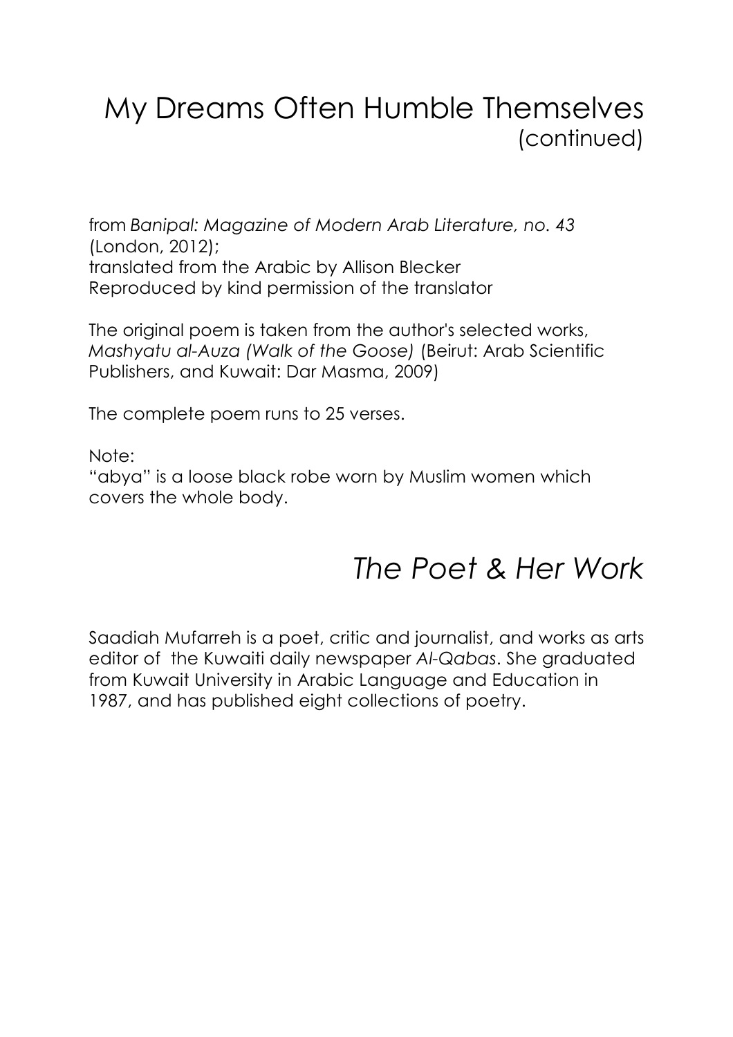# My Dreams Often Humble Themselves
(continued)

from *Banipal: Magazine of Modern Arab Literature, no. 43* (London, 2012);
translated from the Arabic by Allison Blecker
Reproduced by kind permission of the translator

The original poem is taken from the author's selected works, *Mashyatu al-Auza (Walk of the Goose)* (Beirut: Arab Scientific Publishers, and Kuwait: Dar Masma, 2009)

The complete poem runs to 25 verses.

Note:
"abya" is a loose black robe worn by Muslim women which covers the whole body.

## *The Poet & Her Work*

Saadiah Mufarreh is a poet, critic and journalist, and works as arts editor of the Kuwaiti daily newspaper *Al-Qabas*. She graduated from Kuwait University in Arabic Language and Education in 1987, and has published eight collections of poetry.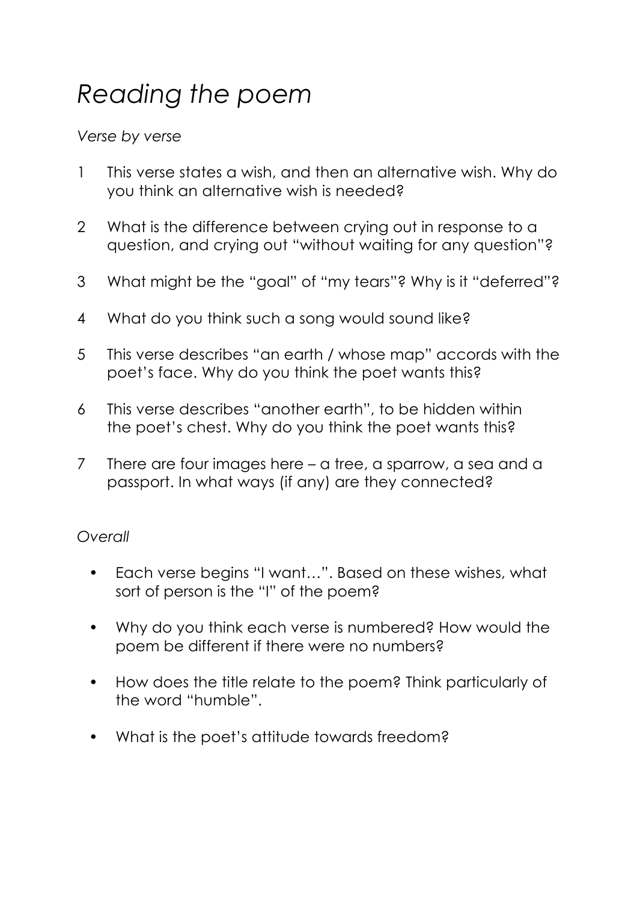# *Reading the poem*

*Verse by verse*

1. This verse states a wish, and then an alternative wish. Why do you think an alternative wish is needed?

2. What is the difference between crying out in response to a question, and crying out "without waiting for any question"?

3. What might be the "goal" of "my tears"? Why is it "deferred"?

4. What do you think such a song would sound like?

5. This verse describes "an earth / whose map" accords with the poet's face. Why do you think the poet wants this?

6. This verse describes "another earth", to be hidden within the poet's chest. Why do you think the poet wants this?

7. There are four images here – a tree, a sparrow, a sea and a passport. In what ways (if any) are they connected?

*Overall*

- Each verse begins "I want…". Based on these wishes, what sort of person is the "I" of the poem?

- Why do you think each verse is numbered? How would the poem be different if there were no numbers?

- How does the title relate to the poem? Think particularly of the word "humble".

- What is the poet's attitude towards freedom?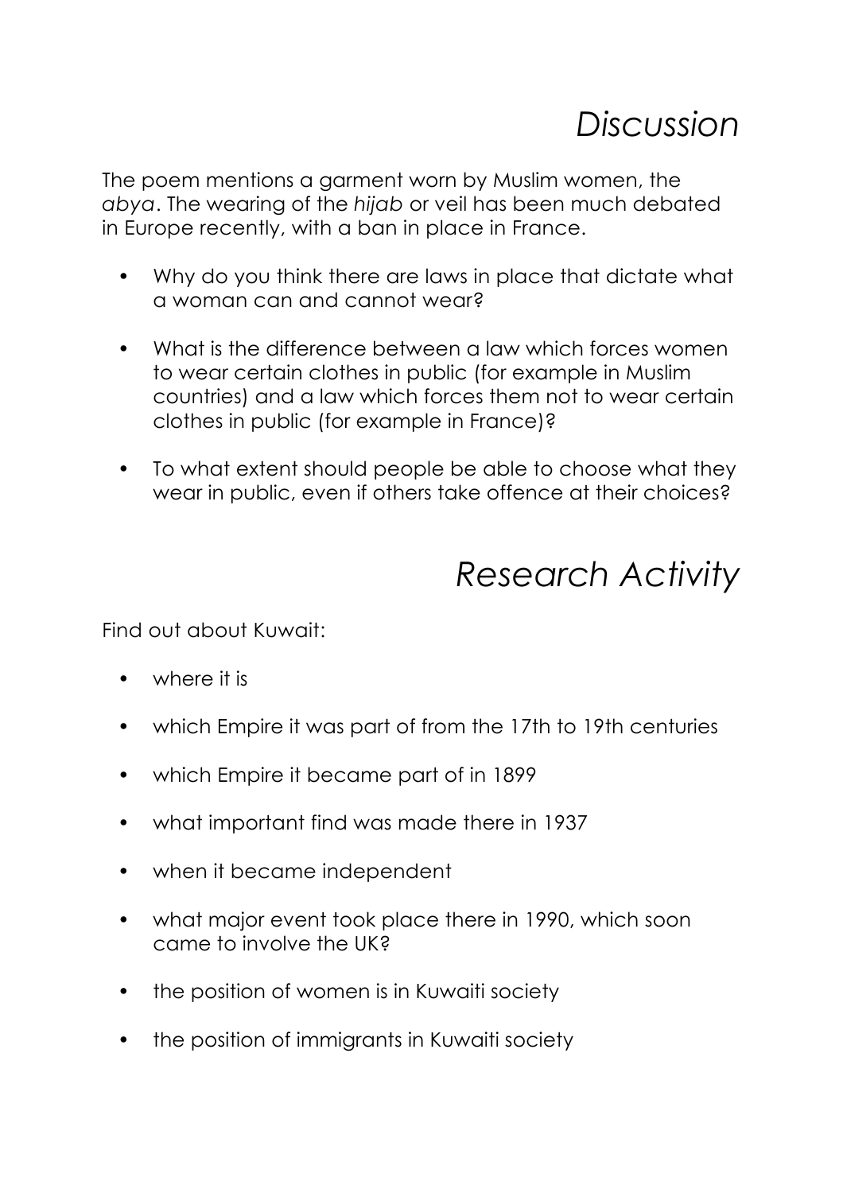# *Discussion*

The poem mentions a garment worn by Muslim women, the *abya*. The wearing of the *hijab* or veil has been much debated in Europe recently, with a ban in place in France.

- Why do you think there are laws in place that dictate what a woman can and cannot wear?
- What is the difference between a law which forces women to wear certain clothes in public (for example in Muslim countries) and a law which forces them not to wear certain clothes in public (for example in France)?
- To what extent should people be able to choose what they wear in public, even if others take offence at their choices?

# *Research Activity*

Find out about Kuwait:

- where it is
- which Empire it was part of from the 17th to 19th centuries
- which Empire it became part of in 1899
- what important find was made there in 1937
- when it became independent
- what major event took place there in 1990, which soon came to involve the UK?
- the position of women is in Kuwaiti society
- the position of immigrants in Kuwaiti society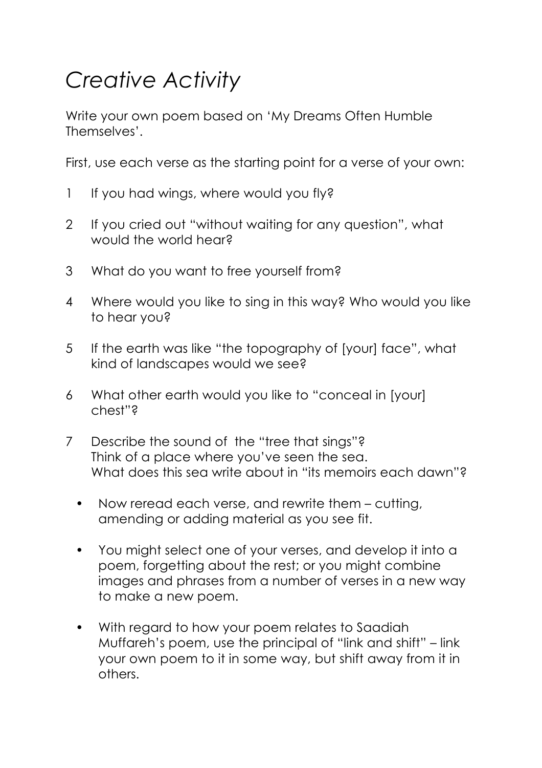# *Creative Activity*

Write your own poem based on 'My Dreams Often Humble Themselves'.

First, use each verse as the starting point for a verse of your own:

1. If you had wings, where would you fly?
2. If you cried out "without waiting for any question", what would the world hear?
3. What do you want to free yourself from?
4. Where would you like to sing in this way? Who would you like to hear you?
5. If the earth was like "the topography of [your] face", what kind of landscapes would we see?
6. What other earth would you like to "conceal in [your] chest"?
7. Describe the sound of the "tree that sings"?
   Think of a place where you've seen the sea.
   What does this sea write about in "its memoirs each dawn"?

- Now reread each verse, and rewrite them – cutting, amending or adding material as you see fit.
- You might select one of your verses, and develop it into a poem, forgetting about the rest; or you might combine images and phrases from a number of verses in a new way to make a new poem.
- With regard to how your poem relates to Saadiah Muffareh's poem, use the principal of "link and shift" – link your own poem to it in some way, but shift away from it in others.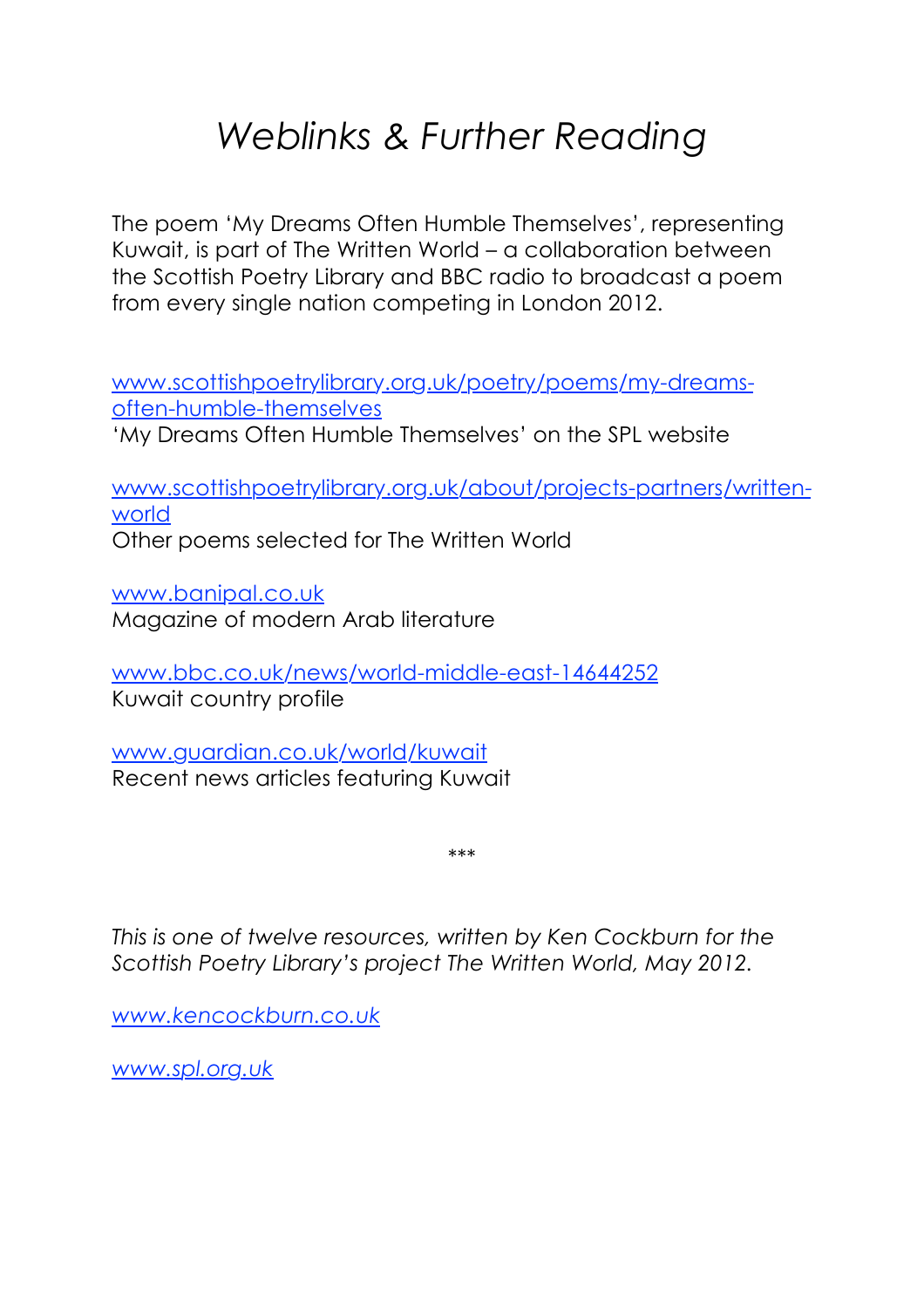# *Weblinks & Further Reading*

The poem 'My Dreams Often Humble Themselves', representing Kuwait, is part of The Written World – a collaboration between the Scottish Poetry Library and BBC radio to broadcast a poem from every single nation competing in London 2012.

www.scottishpoetrylibrary.org.uk/poetry/poems/my-dreams-often-humble-themselves
'My Dreams Often Humble Themselves' on the SPL website

www.scottishpoetrylibrary.org.uk/about/projects-partners/written-world
Other poems selected for The Written World

www.banipal.co.uk
Magazine of modern Arab literature

www.bbc.co.uk/news/world-middle-east-14644252
Kuwait country profile

www.guardian.co.uk/world/kuwait
Recent news articles featuring Kuwait

***

*This is one of twelve resources, written by Ken Cockburn for the Scottish Poetry Library's project The Written World, May 2012.*

*www.kencockburn.co.uk*

*www.spl.org.uk*